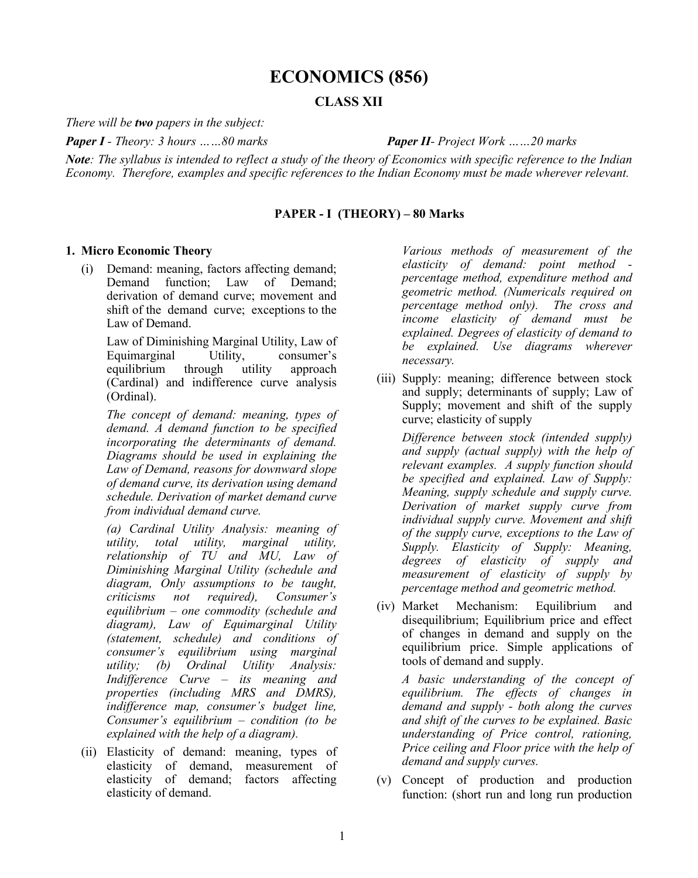# ECONOMICS (856)

## CLASS XII

*There will be **two** papers in the subject:*

***Paper I** - Theory: 3 hours ……80 marks*

***Paper II**- Project Work ……20 marks*

***Note**: The syllabus is intended to reflect a study of the theory of Economics with specific reference to the Indian Economy. Therefore, examples and specific references to the Indian Economy must be made wherever relevant.*

### PAPER - I (THEORY) – 80 Marks

**1. Micro Economic Theory**

(i) Demand: meaning, factors affecting demand; Demand function; Law of Demand; derivation of demand curve; movement and shift of the demand curve; exceptions to the Law of Demand.

Law of Diminishing Marginal Utility, Law of Equimarginal Utility, consumer's equilibrium through utility approach (Cardinal) and indifference curve analysis (Ordinal).

*The concept of demand: meaning, types of demand. A demand function to be specified incorporating the determinants of demand. Diagrams should be used in explaining the Law of Demand, reasons for downward slope of demand curve, its derivation using demand schedule. Derivation of market demand curve from individual demand curve.*

*(a) Cardinal Utility Analysis: meaning of utility, total utility, marginal utility, relationship of TU and MU, Law of Diminishing Marginal Utility (schedule and diagram, Only assumptions to be taught, criticisms not required), Consumer's equilibrium – one commodity (schedule and diagram), Law of Equimarginal Utility (statement, schedule) and conditions of consumer's equilibrium using marginal utility; (b) Ordinal Utility Analysis: Indifference Curve – its meaning and properties (including MRS and DMRS), indifference map, consumer's budget line, Consumer's equilibrium – condition (to be explained with the help of a diagram).*

(ii) Elasticity of demand: meaning, types of elasticity of demand, measurement of elasticity of demand; factors affecting elasticity of demand.

*Various methods of measurement of the elasticity of demand: point method - percentage method, expenditure method and geometric method. (Numericals required on percentage method only). The cross and income elasticity of demand must be explained. Degrees of elasticity of demand to be explained. Use diagrams wherever necessary.*

(iii) Supply: meaning; difference between stock and supply; determinants of supply; Law of Supply; movement and shift of the supply curve; elasticity of supply

*Difference between stock (intended supply) and supply (actual supply) with the help of relevant examples. A supply function should be specified and explained. Law of Supply: Meaning, supply schedule and supply curve. Derivation of market supply curve from individual supply curve. Movement and shift of the supply curve, exceptions to the Law of Supply. Elasticity of Supply: Meaning, degrees of elasticity of supply and measurement of elasticity of supply by percentage method and geometric method.*

(iv) Market Mechanism: Equilibrium and disequilibrium; Equilibrium price and effect of changes in demand and supply on the equilibrium price. Simple applications of tools of demand and supply.

*A basic understanding of the concept of equilibrium. The effects of changes in demand and supply - both along the curves and shift of the curves to be explained. Basic understanding of Price control, rationing, Price ceiling and Floor price with the help of demand and supply curves.*

(v) Concept of production and production function: (short run and long run production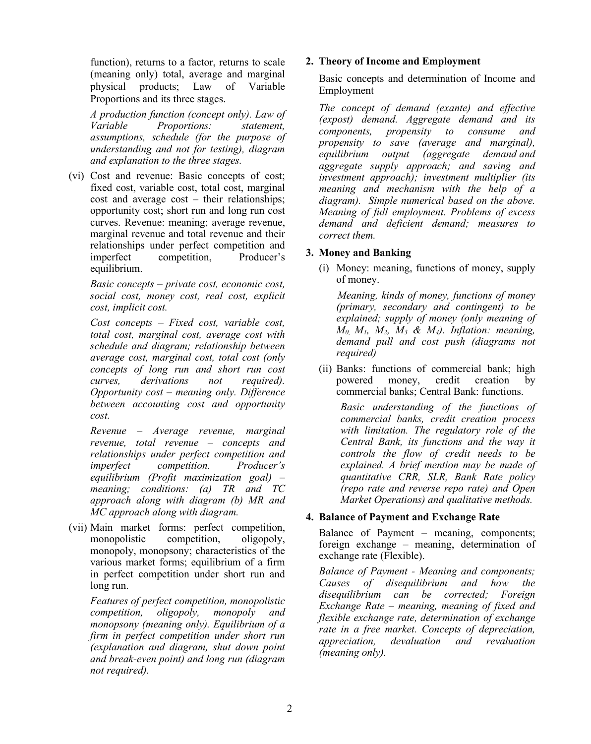function), returns to a factor, returns to scale (meaning only) total, average and marginal physical products; Law of Variable Proportions and its three stages.

*A production function (concept only). Law of Variable Proportions: statement, assumptions, schedule (for the purpose of understanding and not for testing), diagram and explanation to the three stages.*

(vi) Cost and revenue: Basic concepts of cost; fixed cost, variable cost, total cost, marginal cost and average cost – their relationships; opportunity cost; short run and long run cost curves. Revenue: meaning; average revenue, marginal revenue and total revenue and their relationships under perfect competition and imperfect competition, Producer's equilibrium.

*Basic concepts – private cost, economic cost, social cost, money cost, real cost, explicit cost, implicit cost.*

*Cost concepts – Fixed cost, variable cost, total cost, marginal cost, average cost with schedule and diagram; relationship between average cost, marginal cost, total cost (only concepts of long run and short run cost curves, derivations not required). Opportunity cost – meaning only. Difference between accounting cost and opportunity cost.*

*Revenue – Average revenue, marginal revenue, total revenue – concepts and relationships under perfect competition and imperfect competition. Producer's equilibrium (Profit maximization goal) – meaning; conditions: (a) TR and TC approach along with diagram (b) MR and MC approach along with diagram.*

(vii) Main market forms: perfect competition, monopolistic competition, oligopoly, monopoly, monopsony; characteristics of the various market forms; equilibrium of a firm in perfect competition under short run and long run.

*Features of perfect competition, monopolistic competition, oligopoly, monopoly and monopsony (meaning only). Equilibrium of a firm in perfect competition under short run (explanation and diagram, shut down point and break-even point) and long run (diagram not required).*

**2. Theory of Income and Employment**

Basic concepts and determination of Income and Employment

*The concept of demand (exante) and effective (expost) demand. Aggregate demand and its components, propensity to consume and propensity to save (average and marginal), equilibrium output (aggregate demand and aggregate supply approach; and saving and investment approach); investment multiplier (its meaning and mechanism with the help of a diagram). Simple numerical based on the above. Meaning of full employment. Problems of excess demand and deficient demand; measures to correct them.*

**3. Money and Banking**

(i) Money: meaning, functions of money, supply of money.

*Meaning, kinds of money, functions of money (primary, secondary and contingent) to be explained; supply of money (only meaning of $M_0$, $M_1$, $M_2$, $M_3$ & $M_4$). Inflation: meaning, demand pull and cost push (diagrams not required)*

(ii) Banks: functions of commercial bank; high powered money, credit creation by commercial banks; Central Bank: functions.

*Basic understanding of the functions of commercial banks, credit creation process with limitation. The regulatory role of the Central Bank, its functions and the way it controls the flow of credit needs to be explained. A brief mention may be made of quantitative CRR, SLR, Bank Rate policy (repo rate and reverse repo rate) and Open Market Operations) and qualitative methods.*

**4. Balance of Payment and Exchange Rate**

Balance of Payment – meaning, components; foreign exchange – meaning, determination of exchange rate (Flexible).

*Balance of Payment - Meaning and components; Causes of disequilibrium and how the disequilibrium can be corrected; Foreign Exchange Rate – meaning, meaning of fixed and flexible exchange rate, determination of exchange rate in a free market. Concepts of depreciation, appreciation, devaluation and revaluation (meaning only).*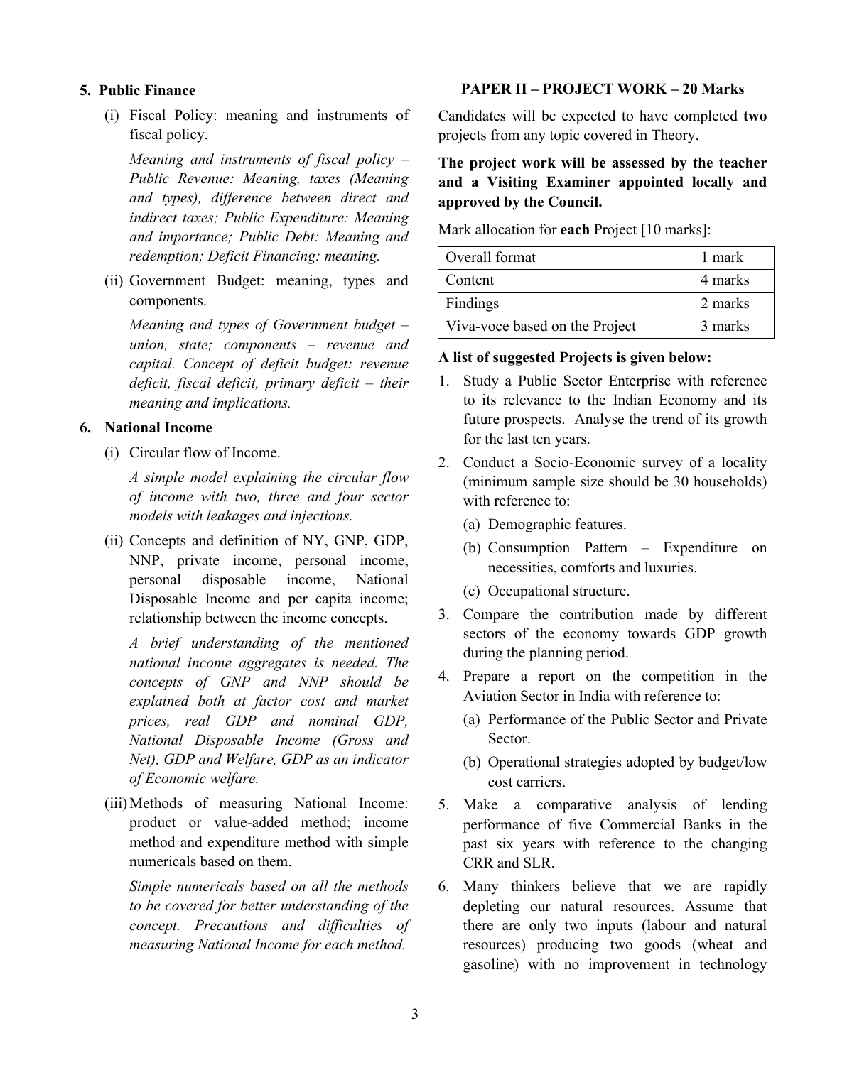**5. Public Finance**

(i) Fiscal Policy: meaning and instruments of fiscal policy.

*Meaning and instruments of fiscal policy – Public Revenue: Meaning, taxes (Meaning and types), difference between direct and indirect taxes; Public Expenditure: Meaning and importance; Public Debt: Meaning and redemption; Deficit Financing: meaning.*

(ii) Government Budget: meaning, types and components.

*Meaning and types of Government budget – union, state; components – revenue and capital. Concept of deficit budget: revenue deficit, fiscal deficit, primary deficit – their meaning and implications.*

**6. National Income**

(i) Circular flow of Income.

*A simple model explaining the circular flow of income with two, three and four sector models with leakages and injections.*

(ii) Concepts and definition of NY, GNP, GDP, NNP, private income, personal income, personal disposable income, National Disposable Income and per capita income; relationship between the income concepts.

*A brief understanding of the mentioned national income aggregates is needed. The concepts of GNP and NNP should be explained both at factor cost and market prices, real GDP and nominal GDP, National Disposable Income (Gross and Net), GDP and Welfare, GDP as an indicator of Economic welfare.*

(iii) Methods of measuring National Income: product or value-added method; income method and expenditure method with simple numericals based on them.

*Simple numericals based on all the methods to be covered for better understanding of the concept. Precautions and difficulties of measuring National Income for each method.*

**PAPER II – PROJECT WORK – 20 Marks**

Candidates will be expected to have completed **two** projects from any topic covered in Theory.

**The project work will be assessed by the teacher and a Visiting Examiner appointed locally and approved by the Council.**

Mark allocation for **each** Project [10 marks]:

| Overall format | 1 mark |
|---|---|
| Content | 4 marks |
| Findings | 2 marks |
| Viva-voce based on the Project | 3 marks |

**A list of suggested Projects is given below:**

1. Study a Public Sector Enterprise with reference to its relevance to the Indian Economy and its future prospects. Analyse the trend of its growth for the last ten years.
2. Conduct a Socio-Economic survey of a locality (minimum sample size should be 30 households) with reference to:
   (a) Demographic features.
   (b) Consumption Pattern – Expenditure on necessities, comforts and luxuries.
   (c) Occupational structure.
3. Compare the contribution made by different sectors of the economy towards GDP growth during the planning period.
4. Prepare a report on the competition in the Aviation Sector in India with reference to:
   (a) Performance of the Public Sector and Private Sector.
   (b) Operational strategies adopted by budget/low cost carriers.
5. Make a comparative analysis of lending performance of five Commercial Banks in the past six years with reference to the changing CRR and SLR.
6. Many thinkers believe that we are rapidly depleting our natural resources. Assume that there are only two inputs (labour and natural resources) producing two goods (wheat and gasoline) with no improvement in technology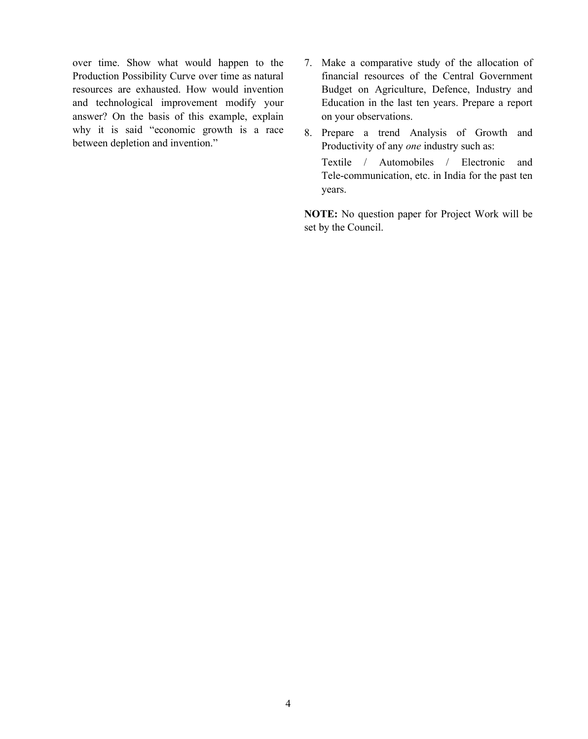over time. Show what would happen to the Production Possibility Curve over time as natural resources are exhausted. How would invention and technological improvement modify your answer? On the basis of this example, explain why it is said "economic growth is a race between depletion and invention."

7. Make a comparative study of the allocation of financial resources of the Central Government Budget on Agriculture, Defence, Industry and Education in the last ten years. Prepare a report on your observations.

8. Prepare a trend Analysis of Growth and Productivity of any *one* industry such as:

   Textile / Automobiles / Electronic and Tele-communication, etc. in India for the past ten years.

**NOTE:** No question paper for Project Work will be set by the Council.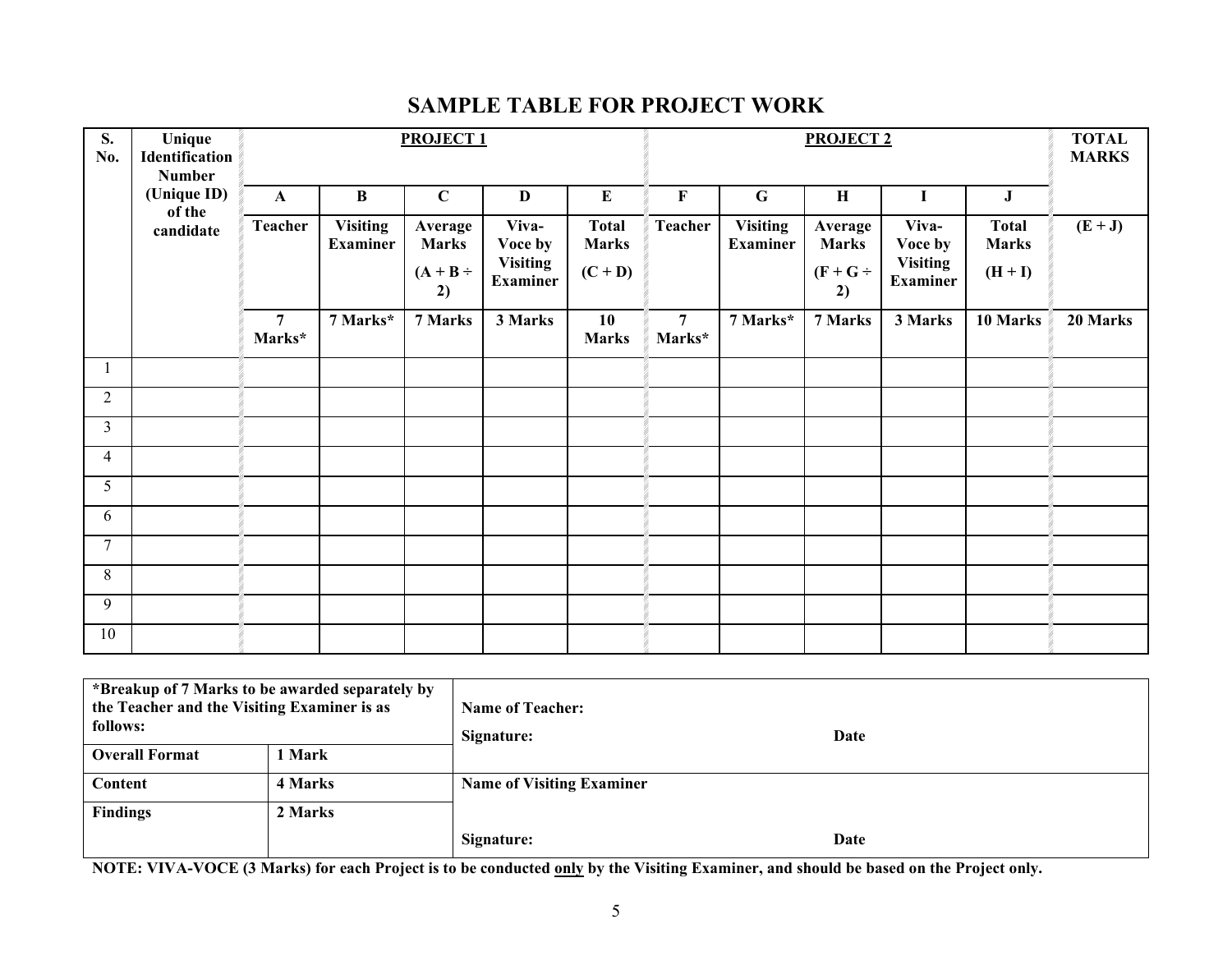## SAMPLE TABLE FOR PROJECT WORK

| S. No. | Unique Identification Number (Unique ID) of the candidate | PROJECT 1 | | | | | PROJECT 2 | | | | | TOTAL MARKS |
|---|---|---|---|---|---|---|---|---|---|---|---|---|
| | | A | B | C | D | E | F | G | H | I | J | |
| | | Teacher | Visiting Examiner | Average Marks (A + B ÷ 2) | Viva-Voce by Visiting Examiner | Total Marks (C + D) | Teacher | Visiting Examiner | Average Marks (F + G ÷ 2) | Viva-Voce by Visiting Examiner | Total Marks (H + I) | (E + J) |
| | | 7 Marks* | 7 Marks* | 7 Marks | 3 Marks | 10 Marks | 7 Marks* | 7 Marks* | 7 Marks | 3 Marks | 10 Marks | 20 Marks |
| 1 | | | | | | | | | | | | |
| 2 | | | | | | | | | | | | |
| 3 | | | | | | | | | | | | |
| 4 | | | | | | | | | | | | |
| 5 | | | | | | | | | | | | |
| 6 | | | | | | | | | | | | |
| 7 | | | | | | | | | | | | |
| 8 | | | | | | | | | | | | |
| 9 | | | | | | | | | | | | |
| 10 | | | | | | | | | | | | |

| *Breakup of 7 Marks to be awarded separately by the Teacher and the Visiting Examiner is as follows: | |
|---|---|
| **Overall Format** | **1 Mark** |
| **Content** | **4 Marks** |
| **Findings** | **2 Marks** |

**Name of Teacher:**

**Signature:** **Date**

**Name of Visiting Examiner**

**Signature:** **Date**

**NOTE: VIVA-VOCE (3 Marks) for each Project is to be conducted only by the Visiting Examiner, and should be based on the Project only.**